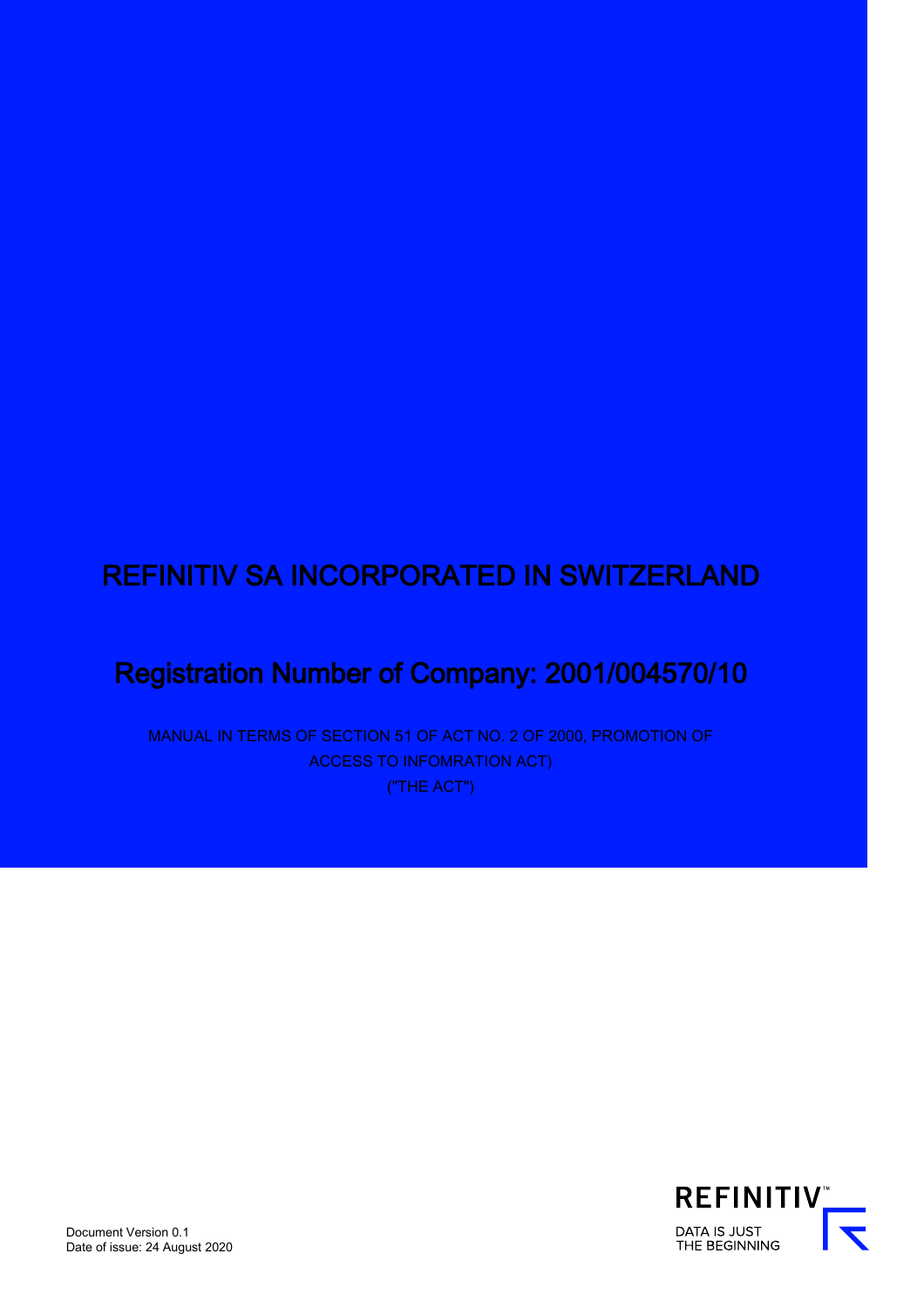# REFINITIV SA INCORPORATED IN SWITZERLAND

## Registration Number of Company: 2001/004570/10

MANUAL IN TERMS OF SECTION 51 OF ACT NO. 2 OF 2000, PROMOTION OF ACCESS TO INFOMRATION ACT)
("THE ACT")

REFINITIV™
DATA IS JUST
THE BEGINNING

Document Version 0.1
Date of issue: 24 August 2020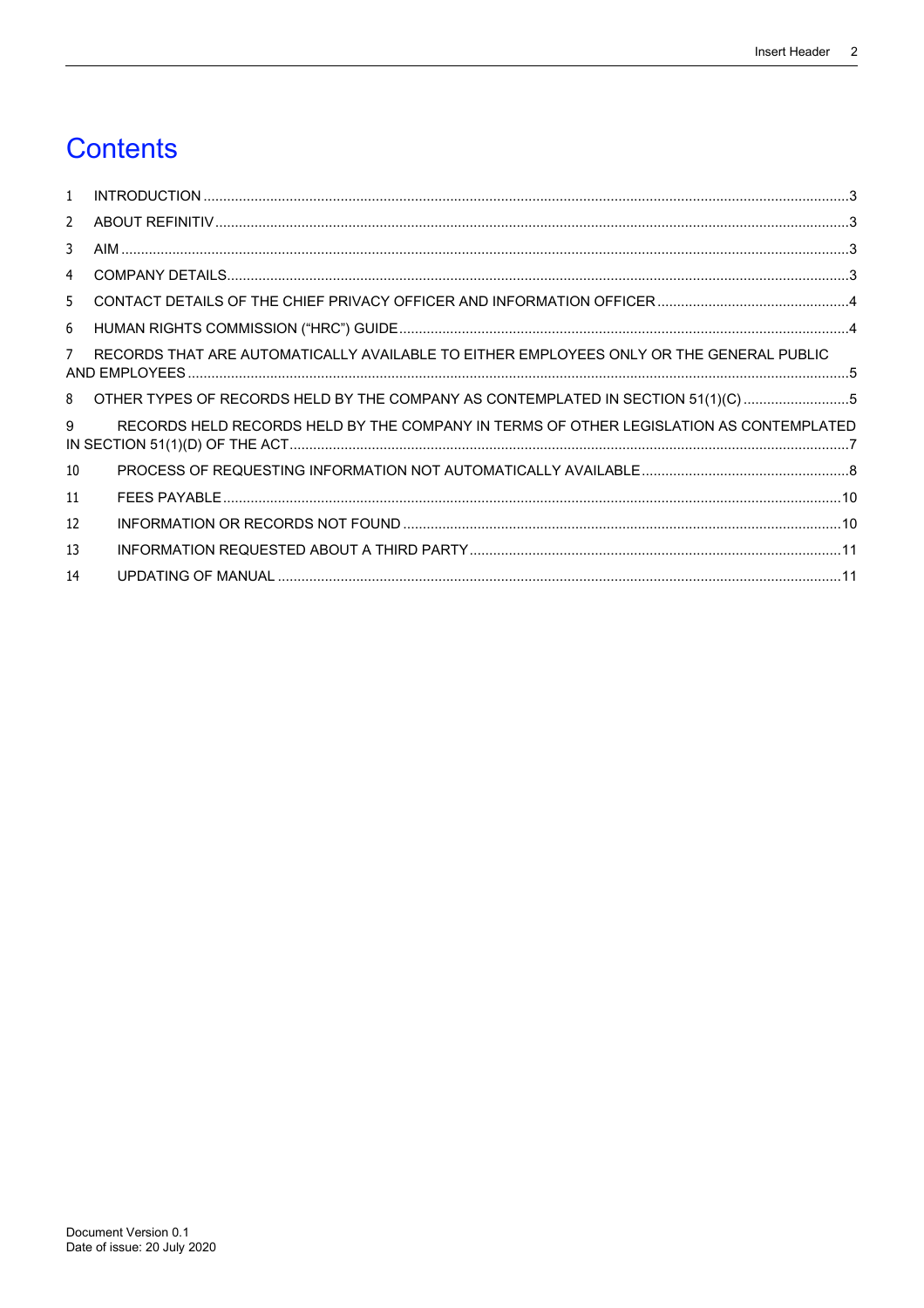# Contents

1 INTRODUCTION ....................................................................................................................................3

2 ABOUT REFINITIV ..............................................................................................................................3

3 AIM .......................................................................................................................................................3

4 COMPANY DETAILS.............................................................................................................................3

5 CONTACT DETAILS OF THE CHIEF PRIVACY OFFICER AND INFORMATION OFFICER ................................................4

6 HUMAN RIGHTS COMMISSION ("HRC") GUIDE.................................................................................4

7 RECORDS THAT ARE AUTOMATICALLY AVAILABLE TO EITHER EMPLOYEES ONLY OR THE GENERAL PUBLIC AND EMPLOYEES .....................................................................................................................................5

8 OTHER TYPES OF RECORDS HELD BY THE COMPANY AS CONTEMPLATED IN SECTION 51(1)(C) ...........................5

9 RECORDS HELD RECORDS HELD BY THE COMPANY IN TERMS OF OTHER LEGISLATION AS CONTEMPLATED IN SECTION 51(1)(D) OF THE ACT.............................................................................................................7

10 PROCESS OF REQUESTING INFORMATION NOT AUTOMATICALLY AVAILABLE .....................................................8

11 FEES PAYABLE ..............................................................................................................................10

12 INFORMATION OR RECORDS NOT FOUND ..............................................................................................10

13 INFORMATION REQUESTED ABOUT A THIRD PARTY .............................................................................11

14 UPDATING OF MANUAL ...............................................................................................................11

Document Version 0.1
Date of issue: 20 July 2020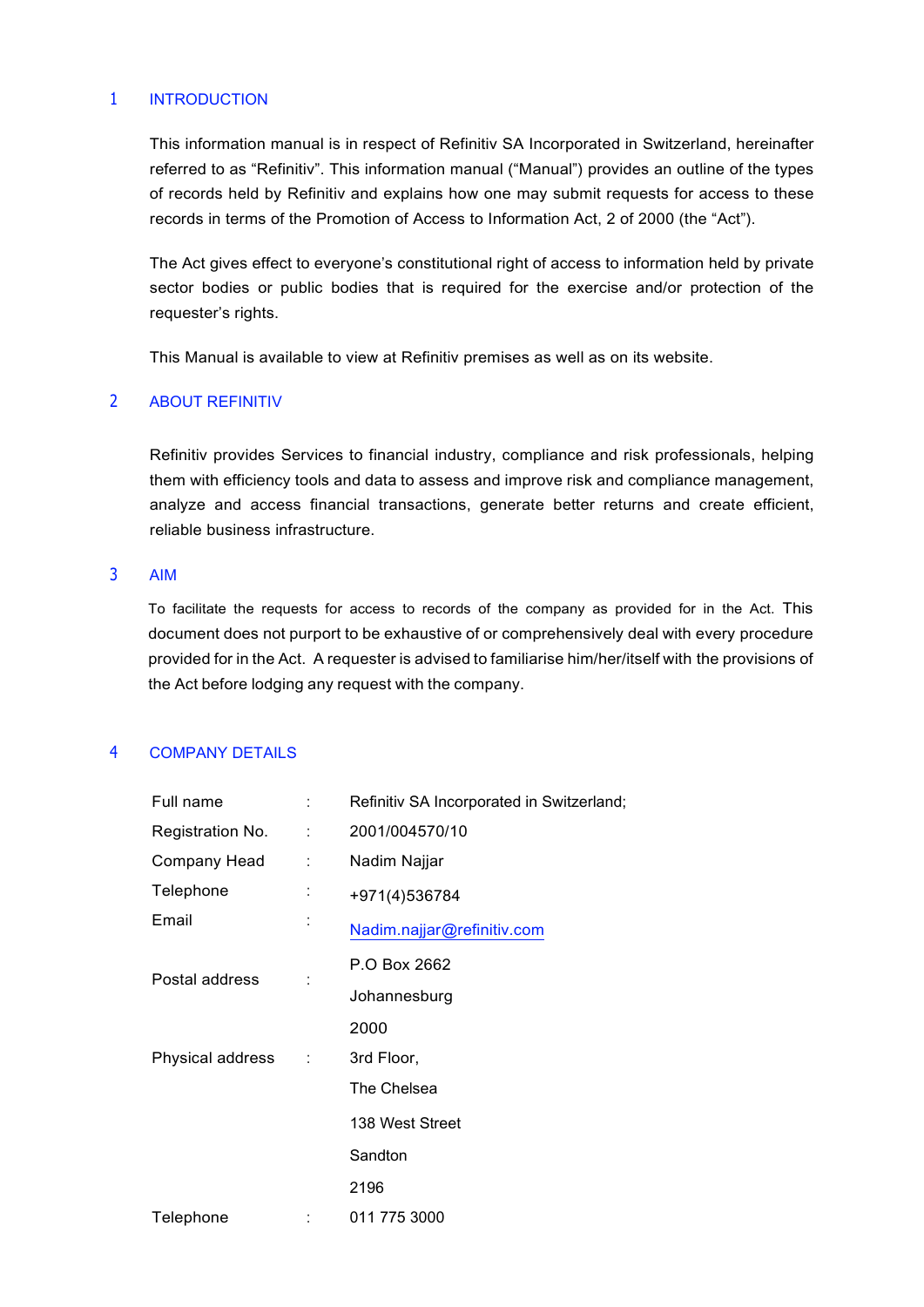## 1 INTRODUCTION

This information manual is in respect of Refinitiv SA Incorporated in Switzerland, hereinafter referred to as "Refinitiv". This information manual ("Manual") provides an outline of the types of records held by Refinitiv and explains how one may submit requests for access to these records in terms of the Promotion of Access to Information Act, 2 of 2000 (the "Act").

The Act gives effect to everyone's constitutional right of access to information held by private sector bodies or public bodies that is required for the exercise and/or protection of the requester's rights.

This Manual is available to view at Refinitiv premises as well as on its website.

## 2 ABOUT REFINITIV

Refinitiv provides Services to financial industry, compliance and risk professionals, helping them with efficiency tools and data to assess and improve risk and compliance management, analyze and access financial transactions, generate better returns and create efficient, reliable business infrastructure.

## 3 AIM

To facilitate the requests for access to records of the company as provided for in the Act. This document does not purport to be exhaustive of or comprehensively deal with every procedure provided for in the Act. A requester is advised to familiarise him/her/itself with the provisions of the Act before lodging any request with the company.

## 4 COMPANY DETAILS

| | | |
|---|---|---|
| Full name | : | Refinitiv SA Incorporated in Switzerland; |
| Registration No. | : | 2001/004570/10 |
| Company Head | : | Nadim Najjar |
| Telephone | : | +971(4)536784 |
| Email | : | Nadim.najjar@refinitiv.com |
| Postal address | : | P.O Box 2662<br>Johannesburg<br>2000 |
| Physical address | : | 3rd Floor,<br>The Chelsea<br>138 West Street<br>Sandton<br>2196 |
| Telephone | : | 011 775 3000 |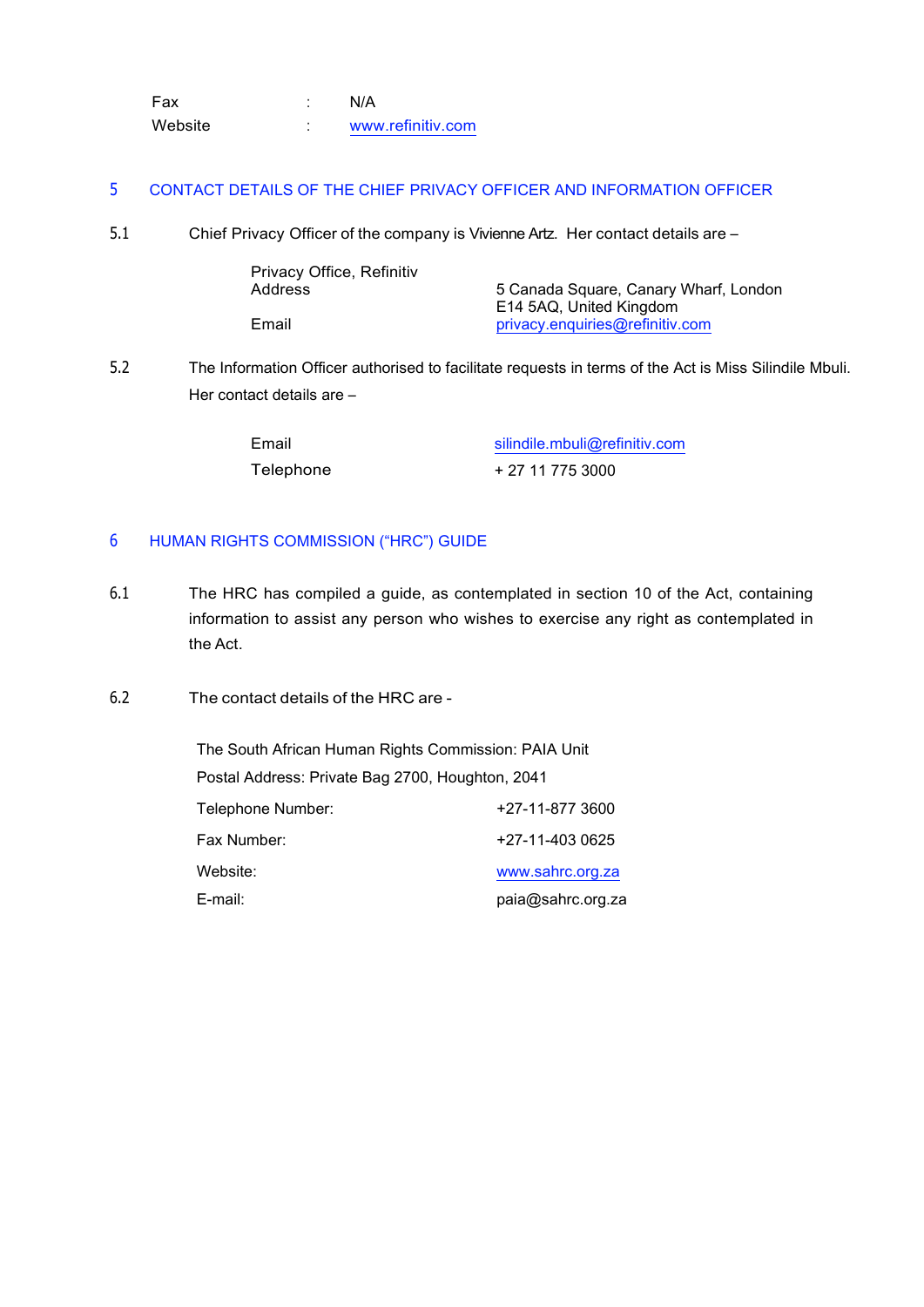| | | |
|---|---|---|
| Fax | : | N/A |
| Website | : | www.refinitiv.com |

## 5 CONTACT DETAILS OF THE CHIEF PRIVACY OFFICER AND INFORMATION OFFICER

5.1 Chief Privacy Officer of the company is Vivienne Artz. Her contact details are –

| | |
|---|---|
| Privacy Office, Refinitiv | |
| Address | 5 Canada Square, Canary Wharf, London E14 5AQ, United Kingdom |
| Email | privacy.enquiries@refinitiv.com |

5.2 The Information Officer authorised to facilitate requests in terms of the Act is Miss Silindile Mbuli. Her contact details are –

| | |
|---|---|
| Email | silindile.mbuli@refinitiv.com |
| Telephone | + 27 11 775 3000 |

## 6 HUMAN RIGHTS COMMISSION ("HRC") GUIDE

6.1 The HRC has compiled a guide, as contemplated in section 10 of the Act, containing information to assist any person who wishes to exercise any right as contemplated in the Act.

6.2 The contact details of the HRC are -

The South African Human Rights Commission: PAIA Unit

Postal Address: Private Bag 2700, Houghton, 2041

| | |
|---|---|
| Telephone Number: | +27-11-877 3600 |
| Fax Number: | +27-11-403 0625 |
| Website: | www.sahrc.org.za |
| E-mail: | paia@sahrc.org.za |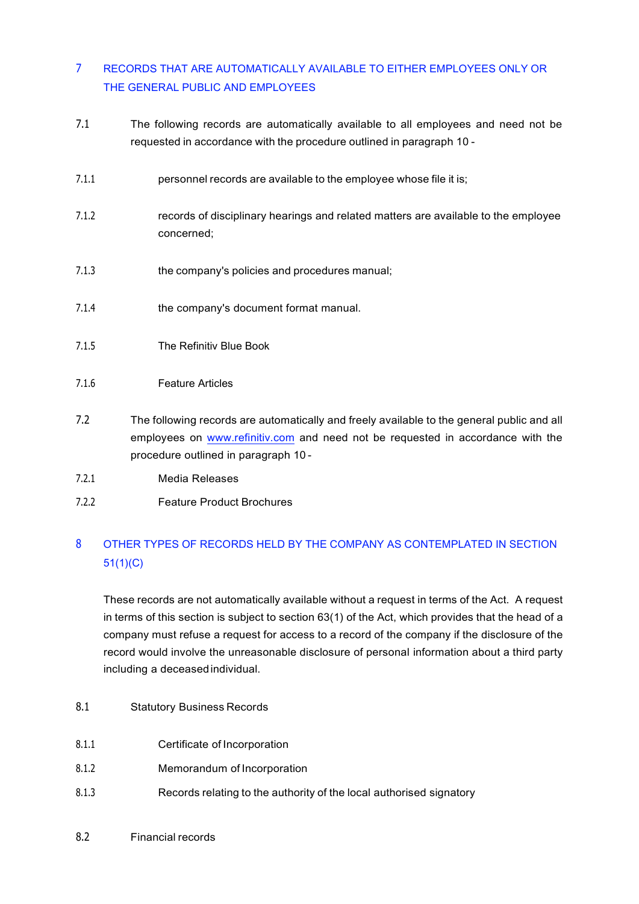## 7 RECORDS THAT ARE AUTOMATICALLY AVAILABLE TO EITHER EMPLOYEES ONLY OR THE GENERAL PUBLIC AND EMPLOYEES

7.1 The following records are automatically available to all employees and need not be requested in accordance with the procedure outlined in paragraph 10 -

7.1.1 personnel records are available to the employee whose file it is;

7.1.2 records of disciplinary hearings and related matters are available to the employee concerned;

7.1.3 the company's policies and procedures manual;

7.1.4 the company's document format manual.

7.1.5 The Refinitiv Blue Book

7.1.6 Feature Articles

7.2 The following records are automatically and freely available to the general public and all employees on www.refinitiv.com and need not be requested in accordance with the procedure outlined in paragraph 10 -

7.2.1 Media Releases

7.2.2 Feature Product Brochures

## 8 OTHER TYPES OF RECORDS HELD BY THE COMPANY AS CONTEMPLATED IN SECTION 51(1)(C)

These records are not automatically available without a request in terms of the Act. A request in terms of this section is subject to section 63(1) of the Act, which provides that the head of a company must refuse a request for access to a record of the company if the disclosure of the record would involve the unreasonable disclosure of personal information about a third party including a deceased individual.

8.1 Statutory Business Records

8.1.1 Certificate of Incorporation

8.1.2 Memorandum of Incorporation

8.1.3 Records relating to the authority of the local authorised signatory

8.2 Financial records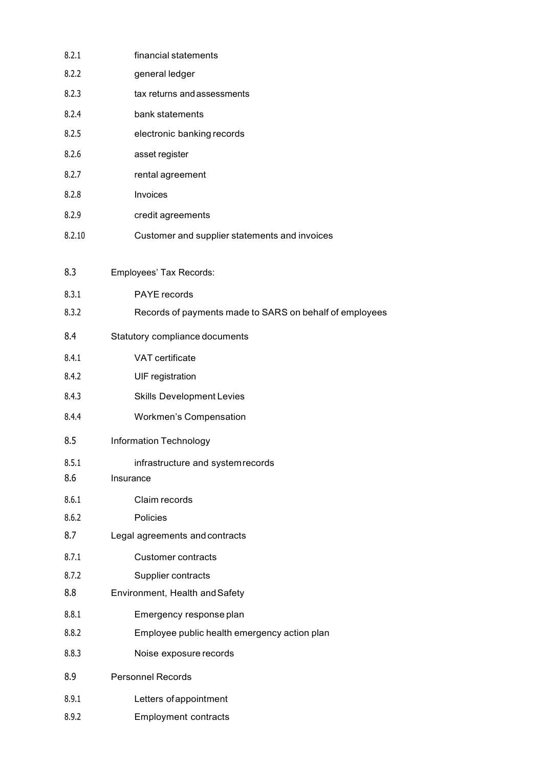8.2.1 financial statements

8.2.2 general ledger

8.2.3 tax returns and assessments

8.2.4 bank statements

8.2.5 electronic banking records

8.2.6 asset register

8.2.7 rental agreement

8.2.8 Invoices

8.2.9 credit agreements

8.2.10 Customer and supplier statements and invoices

8.3 Employees' Tax Records:

8.3.1 PAYE records

8.3.2 Records of payments made to SARS on behalf of employees

8.4 Statutory compliance documents

8.4.1 VAT certificate

8.4.2 UIF registration

8.4.3 Skills Development Levies

8.4.4 Workmen's Compensation

8.5 Information Technology

8.5.1 infrastructure and system records

8.6 Insurance

8.6.1 Claim records

8.6.2 Policies

8.7 Legal agreements and contracts

8.7.1 Customer contracts

8.7.2 Supplier contracts

8.8 Environment, Health and Safety

8.8.1 Emergency response plan

8.8.2 Employee public health emergency action plan

8.8.3 Noise exposure records

8.9 Personnel Records

8.9.1 Letters of appointment

8.9.2 Employment contracts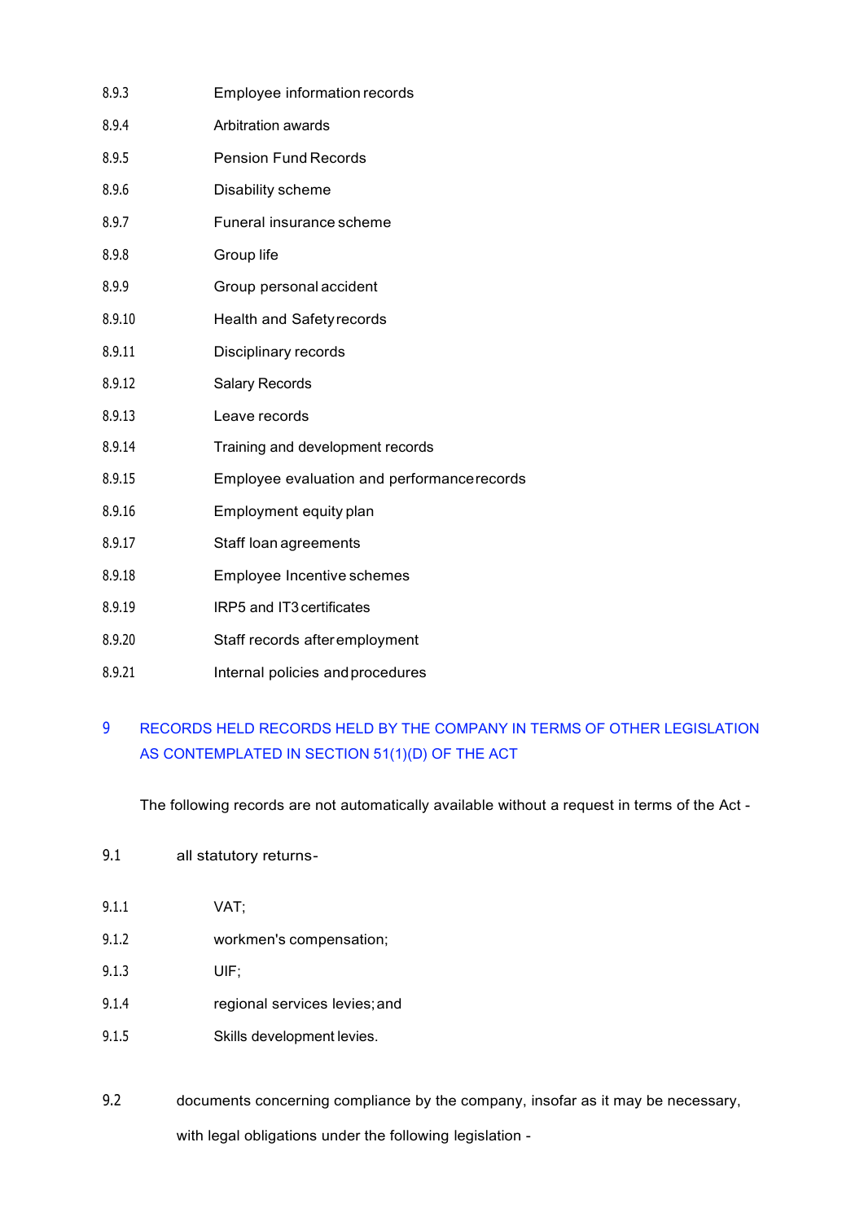8.9.3 Employee information records

8.9.4 Arbitration awards

8.9.5 Pension Fund Records

8.9.6 Disability scheme

8.9.7 Funeral insurance scheme

8.9.8 Group life

8.9.9 Group personal accident

8.9.10 Health and Safety records

8.9.11 Disciplinary records

8.9.12 Salary Records

8.9.13 Leave records

8.9.14 Training and development records

8.9.15 Employee evaluation and performance records

8.9.16 Employment equity plan

8.9.17 Staff loan agreements

8.9.18 Employee Incentive schemes

8.9.19 IRP5 and IT3 certificates

8.9.20 Staff records after employment

8.9.21 Internal policies and procedures

## 9 RECORDS HELD RECORDS HELD BY THE COMPANY IN TERMS OF OTHER LEGISLATION AS CONTEMPLATED IN SECTION 51(1)(D) OF THE ACT

The following records are not automatically available without a request in terms of the Act -

9.1 all statutory returns-

9.1.1 VAT;

9.1.2 workmen's compensation;

9.1.3 UIF;

9.1.4 regional services levies; and

9.1.5 Skills development levies.

9.2 documents concerning compliance by the company, insofar as it may be necessary, with legal obligations under the following legislation -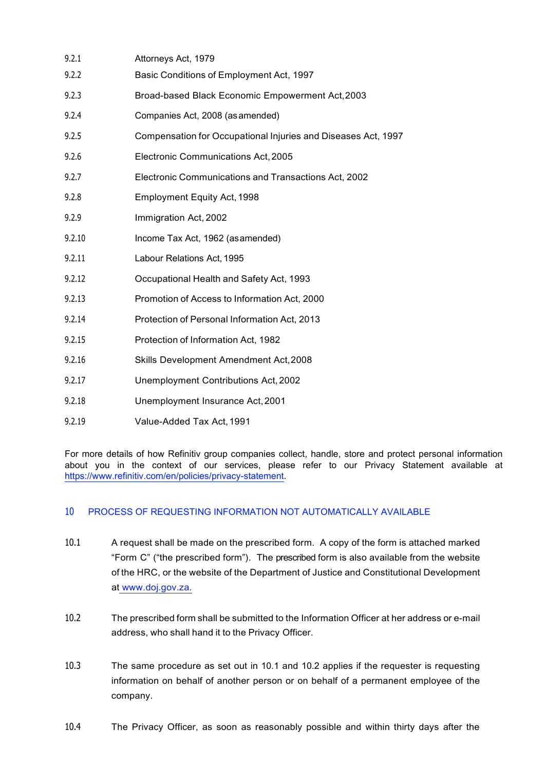9.2.1 Attorneys Act, 1979

9.2.2 Basic Conditions of Employment Act, 1997

9.2.3 Broad-based Black Economic Empowerment Act, 2003

9.2.4 Companies Act, 2008 (as amended)

9.2.5 Compensation for Occupational Injuries and Diseases Act, 1997

9.2.6 Electronic Communications Act, 2005

9.2.7 Electronic Communications and Transactions Act, 2002

9.2.8 Employment Equity Act, 1998

9.2.9 Immigration Act, 2002

9.2.10 Income Tax Act, 1962 (as amended)

9.2.11 Labour Relations Act, 1995

9.2.12 Occupational Health and Safety Act, 1993

9.2.13 Promotion of Access to Information Act, 2000

9.2.14 Protection of Personal Information Act, 2013

9.2.15 Protection of Information Act, 1982

9.2.16 Skills Development Amendment Act, 2008

9.2.17 Unemployment Contributions Act, 2002

9.2.18 Unemployment Insurance Act, 2001

9.2.19 Value-Added Tax Act, 1991

For more details of how Refinitiv group companies collect, handle, store and protect personal information about you in the context of our services, please refer to our Privacy Statement available at https://www.refinitiv.com/en/policies/privacy-statement.

## 10 PROCESS OF REQUESTING INFORMATION NOT AUTOMATICALLY AVAILABLE

10.1 A request shall be made on the prescribed form. A copy of the form is attached marked "Form C" ("the prescribed form"). The prescribed form is also available from the website of the HRC, or the website of the Department of Justice and Constitutional Development at www.doj.gov.za.

10.2 The prescribed form shall be submitted to the Information Officer at her address or e-mail address, who shall hand it to the Privacy Officer.

10.3 The same procedure as set out in 10.1 and 10.2 applies if the requester is requesting information on behalf of another person or on behalf of a permanent employee of the company.

10.4 The Privacy Officer, as soon as reasonably possible and within thirty days after the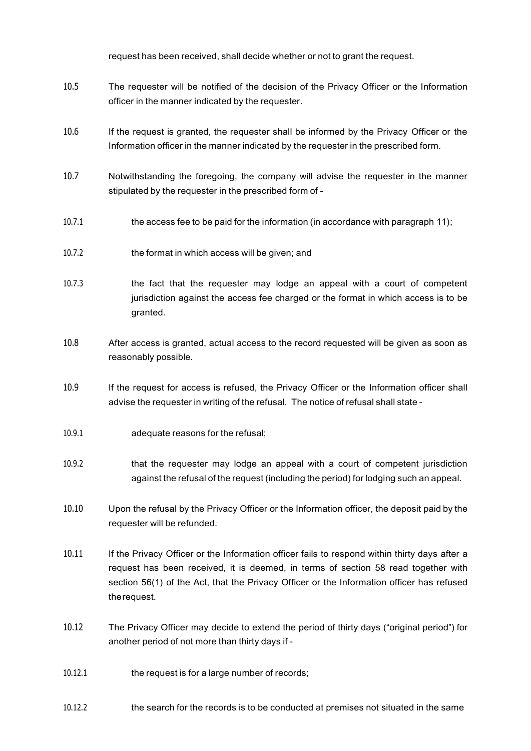request has been received, shall decide whether or not to grant the request.

10.5 The requester will be notified of the decision of the Privacy Officer or the Information officer in the manner indicated by the requester.

10.6 If the request is granted, the requester shall be informed by the Privacy Officer or the Information officer in the manner indicated by the requester in the prescribed form.

10.7 Notwithstanding the foregoing, the company will advise the requester in the manner stipulated by the requester in the prescribed form of -

10.7.1 the access fee to be paid for the information (in accordance with paragraph 11);

10.7.2 the format in which access will be given; and

10.7.3 the fact that the requester may lodge an appeal with a court of competent jurisdiction against the access fee charged or the format in which access is to be granted.

10.8 After access is granted, actual access to the record requested will be given as soon as reasonably possible.

10.9 If the request for access is refused, the Privacy Officer or the Information officer shall advise the requester in writing of the refusal. The notice of refusal shall state -

10.9.1 adequate reasons for the refusal;

10.9.2 that the requester may lodge an appeal with a court of competent jurisdiction against the refusal of the request (including the period) for lodging such an appeal.

10.10 Upon the refusal by the Privacy Officer or the Information officer, the deposit paid by the requester will be refunded.

10.11 If the Privacy Officer or the Information officer fails to respond within thirty days after a request has been received, it is deemed, in terms of section 58 read together with section 56(1) of the Act, that the Privacy Officer or the Information officer has refused the request.

10.12 The Privacy Officer may decide to extend the period of thirty days ("original period") for another period of not more than thirty days if -

10.12.1 the request is for a large number of records;

10.12.2 the search for the records is to be conducted at premises not situated in the same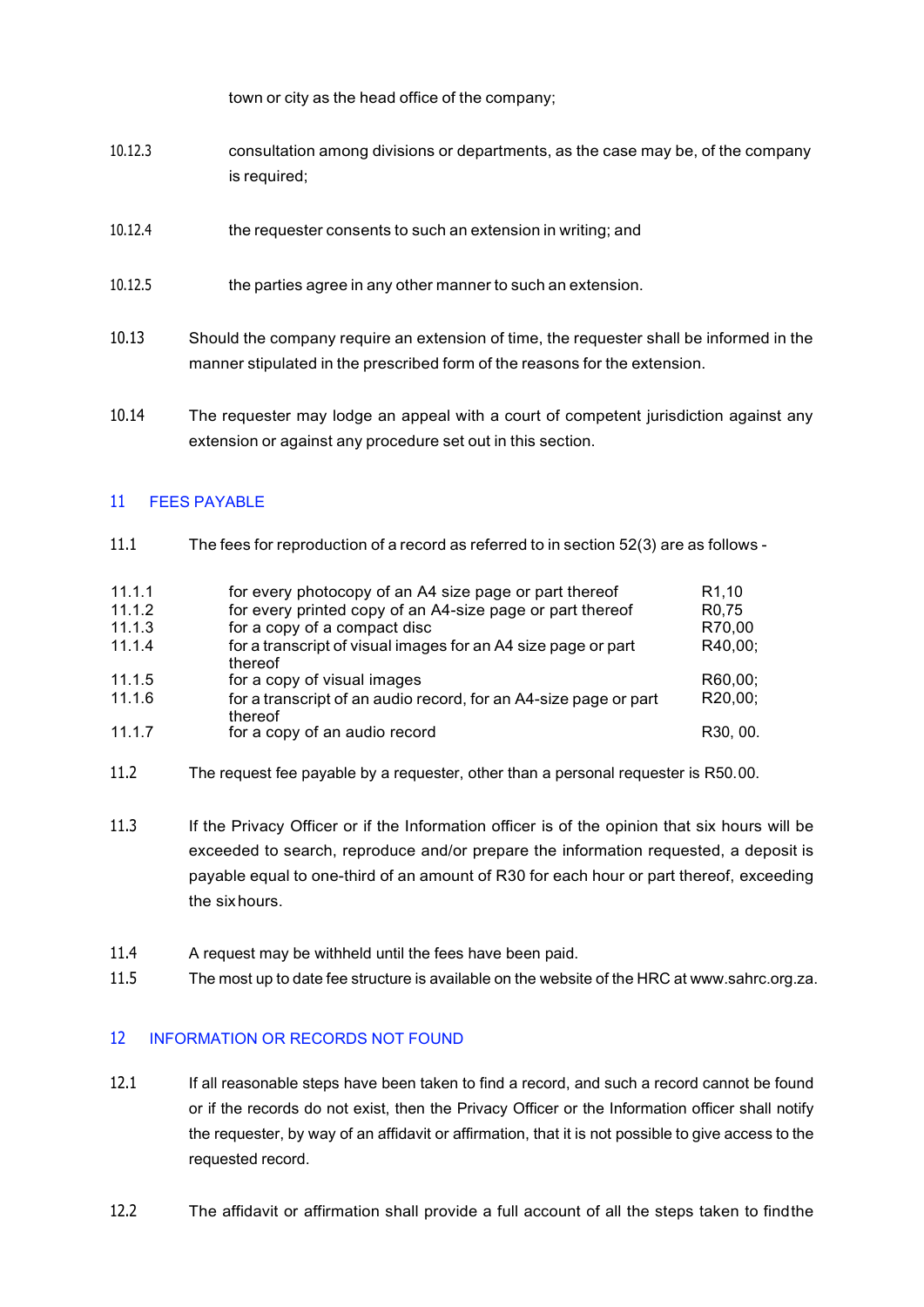town or city as the head office of the company;

10.12.3 consultation among divisions or departments, as the case may be, of the company is required;

10.12.4 the requester consents to such an extension in writing; and

10.12.5 the parties agree in any other manner to such an extension.

10.13 Should the company require an extension of time, the requester shall be informed in the manner stipulated in the prescribed form of the reasons for the extension.

10.14 The requester may lodge an appeal with a court of competent jurisdiction against any extension or against any procedure set out in this section.

## 11 FEES PAYABLE

11.1 The fees for reproduction of a record as referred to in section 52(3) are as follows -

| | | |
|---|---|---|
| 11.1.1 | for every photocopy of an A4 size page or part thereof | R1,10 |
| 11.1.2 | for every printed copy of an A4-size page or part thereof | R0,75 |
| 11.1.3 | for a copy of a compact disc | R70,00 |
| 11.1.4 | for a transcript of visual images for an A4 size page or part thereof | R40,00; |
| 11.1.5 | for a copy of visual images | R60,00; |
| 11.1.6 | for a transcript of an audio record, for an A4-size page or part thereof | R20,00; |
| 11.1.7 | for a copy of an audio record | R30, 00. |

11.2 The request fee payable by a requester, other than a personal requester is R50.00.

11.3 If the Privacy Officer or if the Information officer is of the opinion that six hours will be exceeded to search, reproduce and/or prepare the information requested, a deposit is payable equal to one-third of an amount of R30 for each hour or part thereof, exceeding the six hours.

11.4 A request may be withheld until the fees have been paid.

11.5 The most up to date fee structure is available on the website of the HRC at www.sahrc.org.za.

## 12 INFORMATION OR RECORDS NOT FOUND

12.1 If all reasonable steps have been taken to find a record, and such a record cannot be found or if the records do not exist, then the Privacy Officer or the Information officer shall notify the requester, by way of an affidavit or affirmation, that it is not possible to give access to the requested record.

12.2 The affidavit or affirmation shall provide a full account of all the steps taken to find the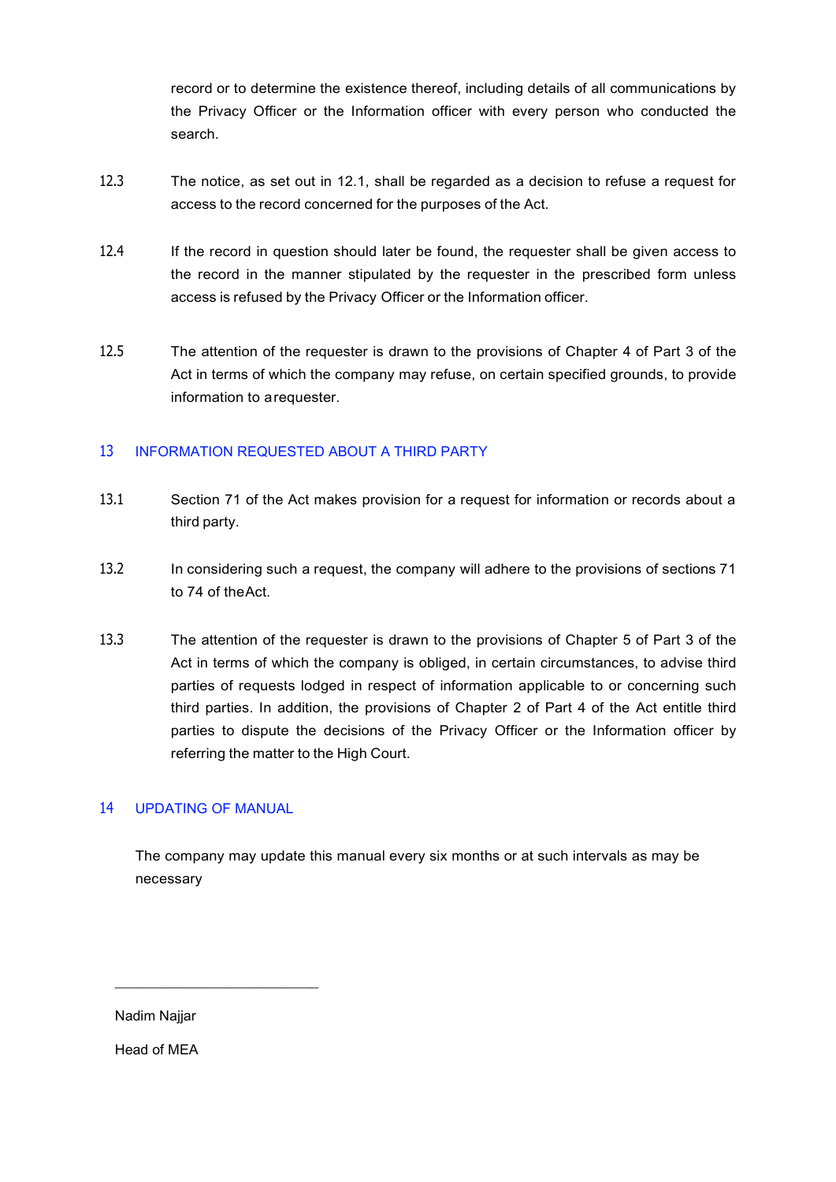record or to determine the existence thereof, including details of all communications by the Privacy Officer or the Information officer with every person who conducted the search.

12.3 The notice, as set out in 12.1, shall be regarded as a decision to refuse a request for access to the record concerned for the purposes of the Act.

12.4 If the record in question should later be found, the requester shall be given access to the record in the manner stipulated by the requester in the prescribed form unless access is refused by the Privacy Officer or the Information officer.

12.5 The attention of the requester is drawn to the provisions of Chapter 4 of Part 3 of the Act in terms of which the company may refuse, on certain specified grounds, to provide information to a requester.

## 13 INFORMATION REQUESTED ABOUT A THIRD PARTY

13.1 Section 71 of the Act makes provision for a request for information or records about a third party.

13.2 In considering such a request, the company will adhere to the provisions of sections 71 to 74 of the Act.

13.3 The attention of the requester is drawn to the provisions of Chapter 5 of Part 3 of the Act in terms of which the company is obliged, in certain circumstances, to advise third parties of requests lodged in respect of information applicable to or concerning such third parties. In addition, the provisions of Chapter 2 of Part 4 of the Act entitle third parties to dispute the decisions of the Privacy Officer or the Information officer by referring the matter to the High Court.

## 14 UPDATING OF MANUAL

The company may update this manual every six months or at such intervals as may be necessary

\_\_\_\_\_\_\_\_\_\_\_\_\_\_\_\_\_\_\_\_\_\_\_\_\_\_\_\_

Nadim Najjar

Head of MEA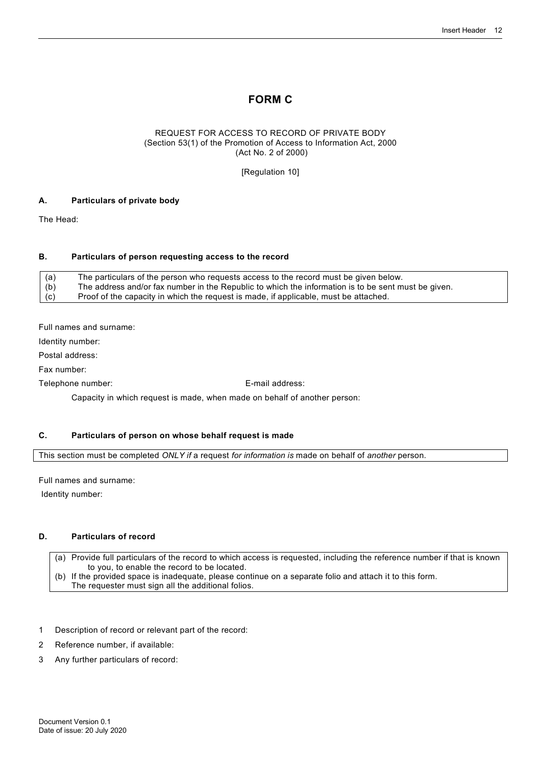# FORM C

REQUEST FOR ACCESS TO RECORD OF PRIVATE BODY
(Section 53(1) of the Promotion of Access to Information Act, 2000
(Act No. 2 of 2000)

[Regulation 10]

### A. Particulars of private body

The Head:

### B. Particulars of person requesting access to the record

| | |
|---|---|
| (a) | The particulars of the person who requests access to the record must be given below. |
| (b) | The address and/or fax number in the Republic to which the information is to be sent must be given. |
| (c) | Proof of the capacity in which the request is made, if applicable, must be attached. |

Full names and surname:

Identity number:

Postal address:

Fax number:

Telephone number: E-mail address:

Capacity in which request is made, when made on behalf of another person:

### C. Particulars of person on whose behalf request is made

| This section must be completed *ONLY if* a request *for information is* made on behalf of *another* person. |
|---|

Full names and surname:

Identity number:

### D. Particulars of record

| |
|---|
| (a) Provide full particulars of the record to which access is requested, including the reference number if that is known to you, to enable the record to be located. |
| (b) If the provided space is inadequate, please continue on a separate folio and attach it to this form. The requester must sign all the additional folios. |

1 Description of record or relevant part of the record:

2 Reference number, if available:

3 Any further particulars of record:

Document Version 0.1
Date of issue: 20 July 2020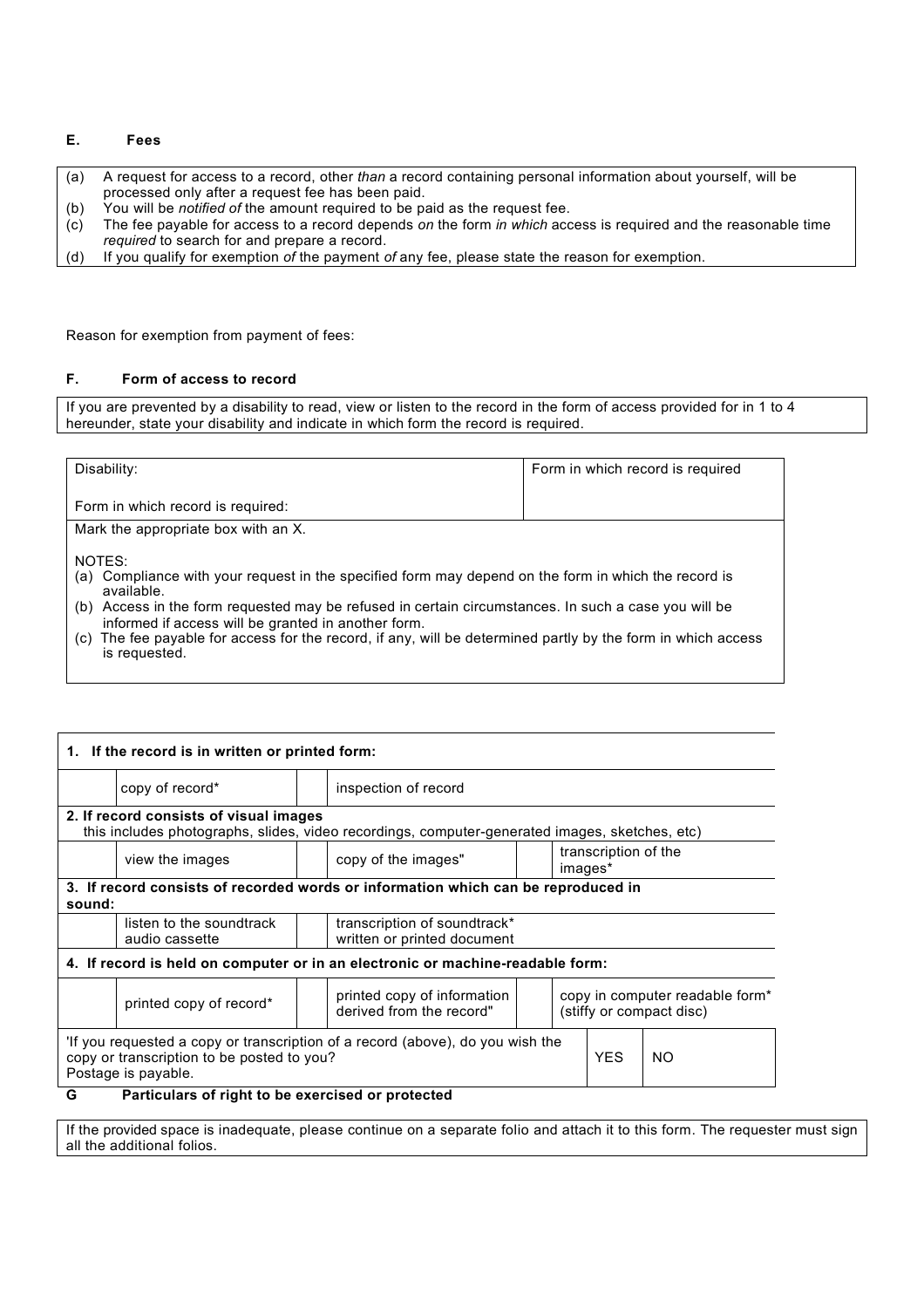**E. Fees**

| |
|---|
| (a) A request for access to a record, other *than* a record containing personal information about yourself, will be processed only after a request fee has been paid.<br>(b) You will be *notified of* the amount required to be paid as the request fee.<br>(c) The fee payable for access to a record depends *on* the form *in which* access is required and the reasonable time *required* to search for and prepare a record.<br>(d) If you qualify for exemption *of* the payment *of* any fee, please state the reason for exemption. |

Reason for exemption from payment of fees:

**F. Form of access to record**

| |
|---|
| If you are prevented by a disability to read, view or listen to the record in the form of access provided for in 1 to 4 hereunder, state your disability and indicate in which form the record is required. |

| Disability:<br><br>Form in which record is required: | Form in which record is required |
|---|---|
| Mark the appropriate box with an X.<br><br>NOTES:<br>(a) Compliance with your request in the specified form may depend on the form in which the record is available.<br>(b) Access in the form requested may be refused in certain circumstances. In such a case you will be informed if access will be granted in another form.<br>(c) The fee payable for access for the record, if any, will be determined partly by the form in which access is requested. | |

| **1. If the record is in written or printed form:** | | | | | |
|---|---|---|---|---|---|
| | copy of record* | | inspection of record | | |
| **2. If record consists of visual images**<br>this includes photographs, slides, video recordings, computer-generated images, sketches, etc) | | | | | |
| | view the images | | copy of the images" | | transcription of the images* |
| **3. If record consists of recorded words or information which can be reproduced in sound:** | | | | | |
| | listen to the soundtrack audio cassette | | transcription of soundtrack* written or printed document | | |
| **4. If record is held on computer or in an electronic or machine-readable form:** | | | | | |
| | printed copy of record* | | printed copy of information derived from the record" | | copy in computer readable form* (stiffy or compact disc) |

| 'If you requested a copy or transcription of a record (above), do you wish the copy or transcription to be posted to you?<br>Postage is payable. | YES | NO |
|---|---|---|

**G Particulars of right to be exercised or protected**

| |
|---|
| If the provided space is inadequate, please continue on a separate folio and attach it to this form. The requester must sign all the additional folios. |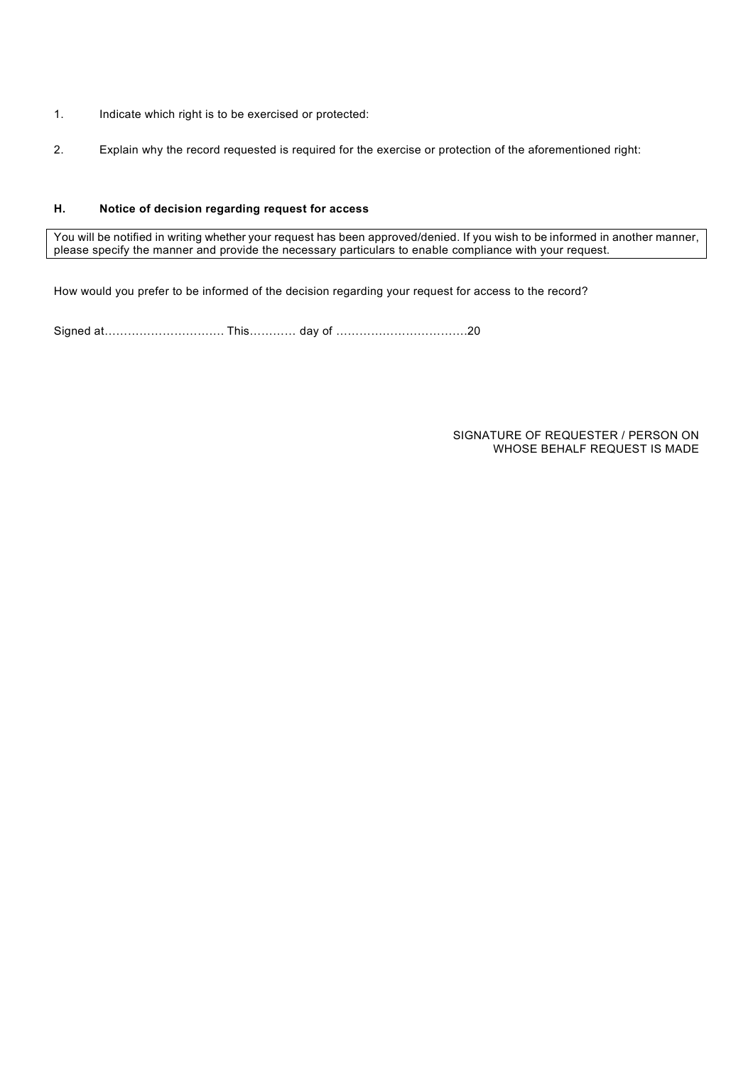1. Indicate which right is to be exercised or protected:

2. Explain why the record requested is required for the exercise or protection of the aforementioned right:

### H. Notice of decision regarding request for access

| You will be notified in writing whether your request has been approved/denied. If you wish to be informed in another manner, please specify the manner and provide the necessary particulars to enable compliance with your request. |
|---|

How would you prefer to be informed of the decision regarding your request for access to the record?

Signed at………………………… This………… day of ……………………………20

SIGNATURE OF REQUESTER / PERSON ON WHOSE BEHALF REQUEST IS MADE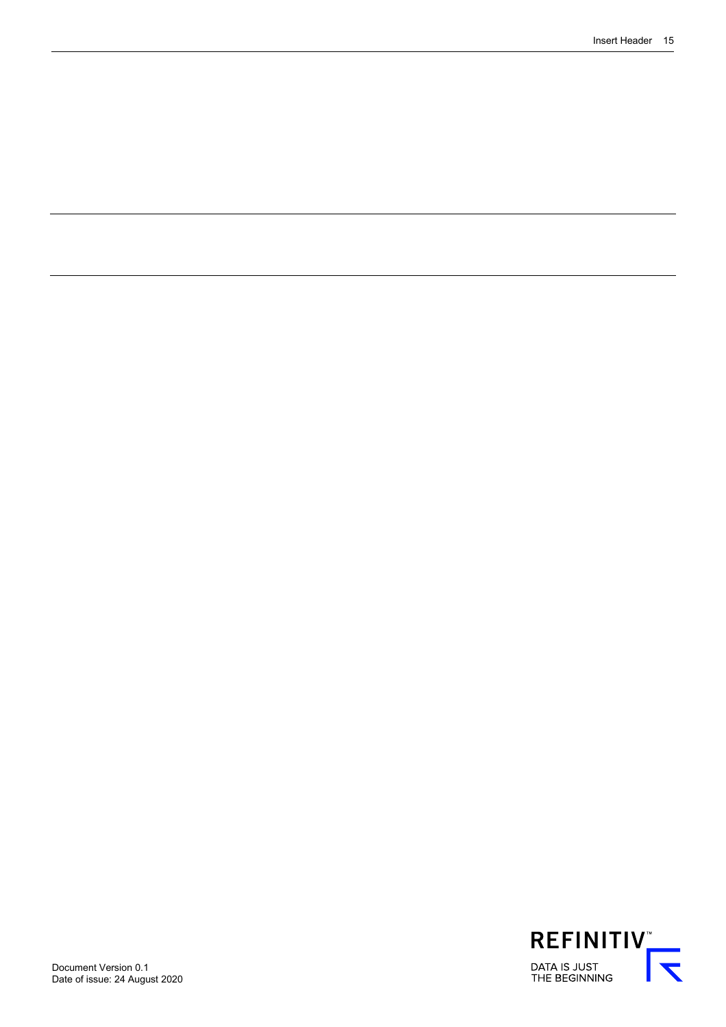Document Version 0.1
Date of issue: 24 August 2020

REFINITIV™

DATA IS JUST
THE BEGINNING